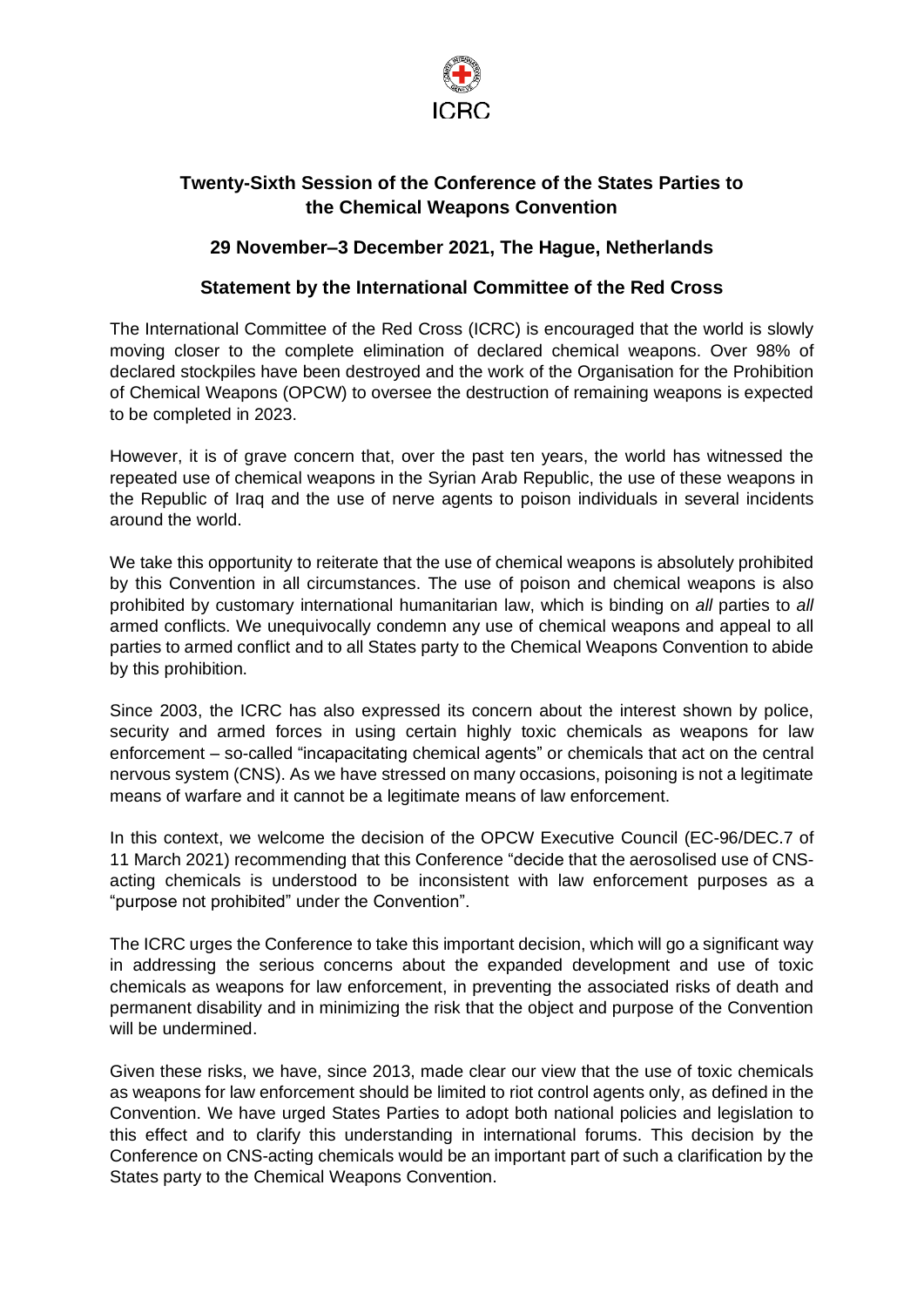ICRC

## Twenty-Sixth Session of the Conference of the States Parties to the Chemical Weapons Convention

### 29 November–3 December 2021, The Hague, Netherlands

### Statement by the International Committee of the Red Cross

The International Committee of the Red Cross (ICRC) is encouraged that the world is slowly moving closer to the complete elimination of declared chemical weapons. Over 98% of declared stockpiles have been destroyed and the work of the Organisation for the Prohibition of Chemical Weapons (OPCW) to oversee the destruction of remaining weapons is expected to be completed in 2023.

However, it is of grave concern that, over the past ten years, the world has witnessed the repeated use of chemical weapons in the Syrian Arab Republic, the use of these weapons in the Republic of Iraq and the use of nerve agents to poison individuals in several incidents around the world.

We take this opportunity to reiterate that the use of chemical weapons is absolutely prohibited by this Convention in all circumstances. The use of poison and chemical weapons is also prohibited by customary international humanitarian law, which is binding on *all* parties to *all* armed conflicts. We unequivocally condemn any use of chemical weapons and appeal to all parties to armed conflict and to all States party to the Chemical Weapons Convention to abide by this prohibition.

Since 2003, the ICRC has also expressed its concern about the interest shown by police, security and armed forces in using certain highly toxic chemicals as weapons for law enforcement – so-called "incapacitating chemical agents" or chemicals that act on the central nervous system (CNS). As we have stressed on many occasions, poisoning is not a legitimate means of warfare and it cannot be a legitimate means of law enforcement.

In this context, we welcome the decision of the OPCW Executive Council (EC-96/DEC.7 of 11 March 2021) recommending that this Conference "decide that the aerosolised use of CNS-acting chemicals is understood to be inconsistent with law enforcement purposes as a "purpose not prohibited" under the Convention".

The ICRC urges the Conference to take this important decision, which will go a significant way in addressing the serious concerns about the expanded development and use of toxic chemicals as weapons for law enforcement, in preventing the associated risks of death and permanent disability and in minimizing the risk that the object and purpose of the Convention will be undermined.

Given these risks, we have, since 2013, made clear our view that the use of toxic chemicals as weapons for law enforcement should be limited to riot control agents only, as defined in the Convention. We have urged States Parties to adopt both national policies and legislation to this effect and to clarify this understanding in international forums. This decision by the Conference on CNS-acting chemicals would be an important part of such a clarification by the States party to the Chemical Weapons Convention.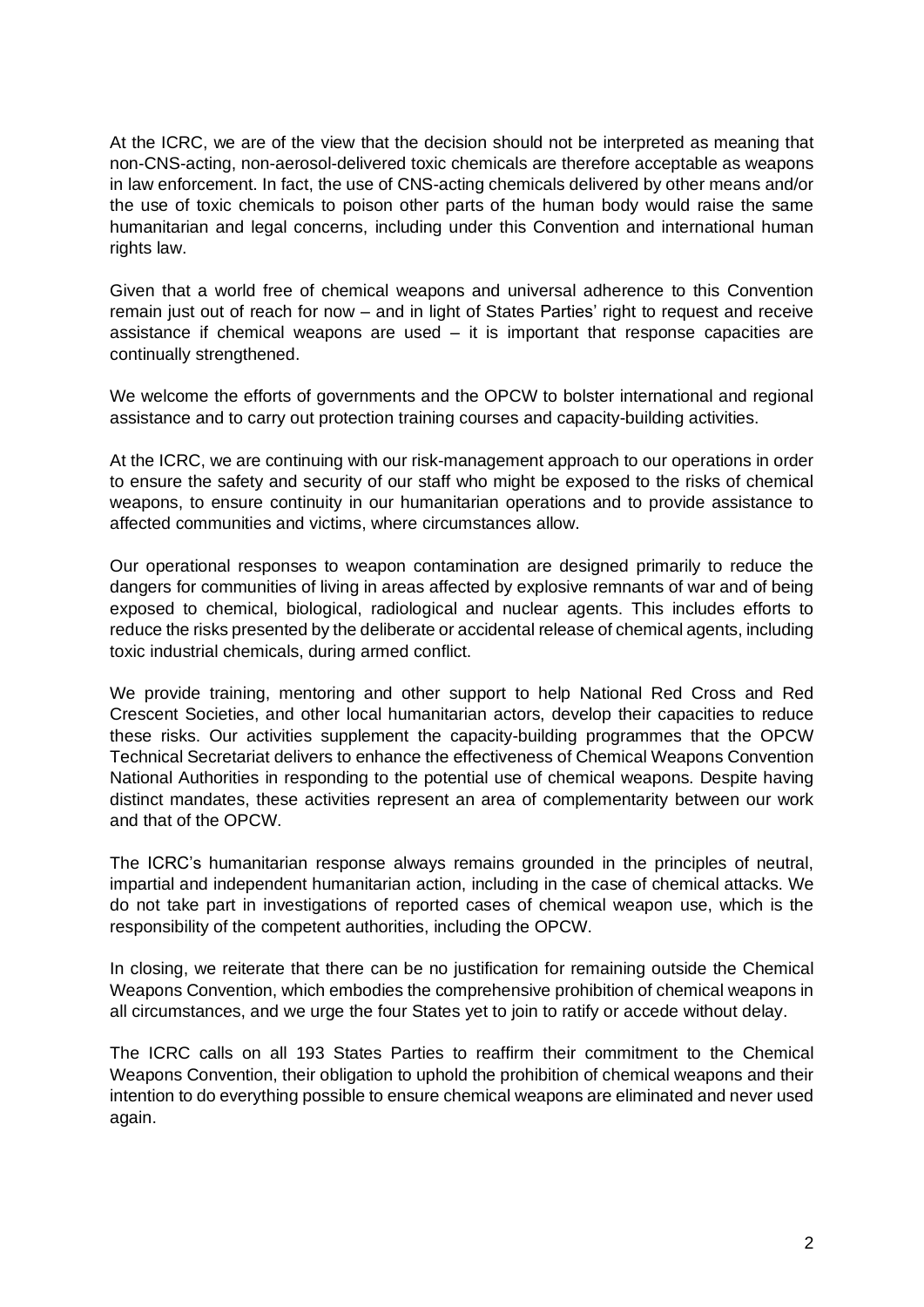At the ICRC, we are of the view that the decision should not be interpreted as meaning that non-CNS-acting, non-aerosol-delivered toxic chemicals are therefore acceptable as weapons in law enforcement. In fact, the use of CNS-acting chemicals delivered by other means and/or the use of toxic chemicals to poison other parts of the human body would raise the same humanitarian and legal concerns, including under this Convention and international human rights law.

Given that a world free of chemical weapons and universal adherence to this Convention remain just out of reach for now – and in light of States Parties' right to request and receive assistance if chemical weapons are used – it is important that response capacities are continually strengthened.

We welcome the efforts of governments and the OPCW to bolster international and regional assistance and to carry out protection training courses and capacity-building activities.

At the ICRC, we are continuing with our risk-management approach to our operations in order to ensure the safety and security of our staff who might be exposed to the risks of chemical weapons, to ensure continuity in our humanitarian operations and to provide assistance to affected communities and victims, where circumstances allow.

Our operational responses to weapon contamination are designed primarily to reduce the dangers for communities of living in areas affected by explosive remnants of war and of being exposed to chemical, biological, radiological and nuclear agents. This includes efforts to reduce the risks presented by the deliberate or accidental release of chemical agents, including toxic industrial chemicals, during armed conflict.

We provide training, mentoring and other support to help National Red Cross and Red Crescent Societies, and other local humanitarian actors, develop their capacities to reduce these risks. Our activities supplement the capacity-building programmes that the OPCW Technical Secretariat delivers to enhance the effectiveness of Chemical Weapons Convention National Authorities in responding to the potential use of chemical weapons. Despite having distinct mandates, these activities represent an area of complementarity between our work and that of the OPCW.

The ICRC's humanitarian response always remains grounded in the principles of neutral, impartial and independent humanitarian action, including in the case of chemical attacks. We do not take part in investigations of reported cases of chemical weapon use, which is the responsibility of the competent authorities, including the OPCW.

In closing, we reiterate that there can be no justification for remaining outside the Chemical Weapons Convention, which embodies the comprehensive prohibition of chemical weapons in all circumstances, and we urge the four States yet to join to ratify or accede without delay.

The ICRC calls on all 193 States Parties to reaffirm their commitment to the Chemical Weapons Convention, their obligation to uphold the prohibition of chemical weapons and their intention to do everything possible to ensure chemical weapons are eliminated and never used again.